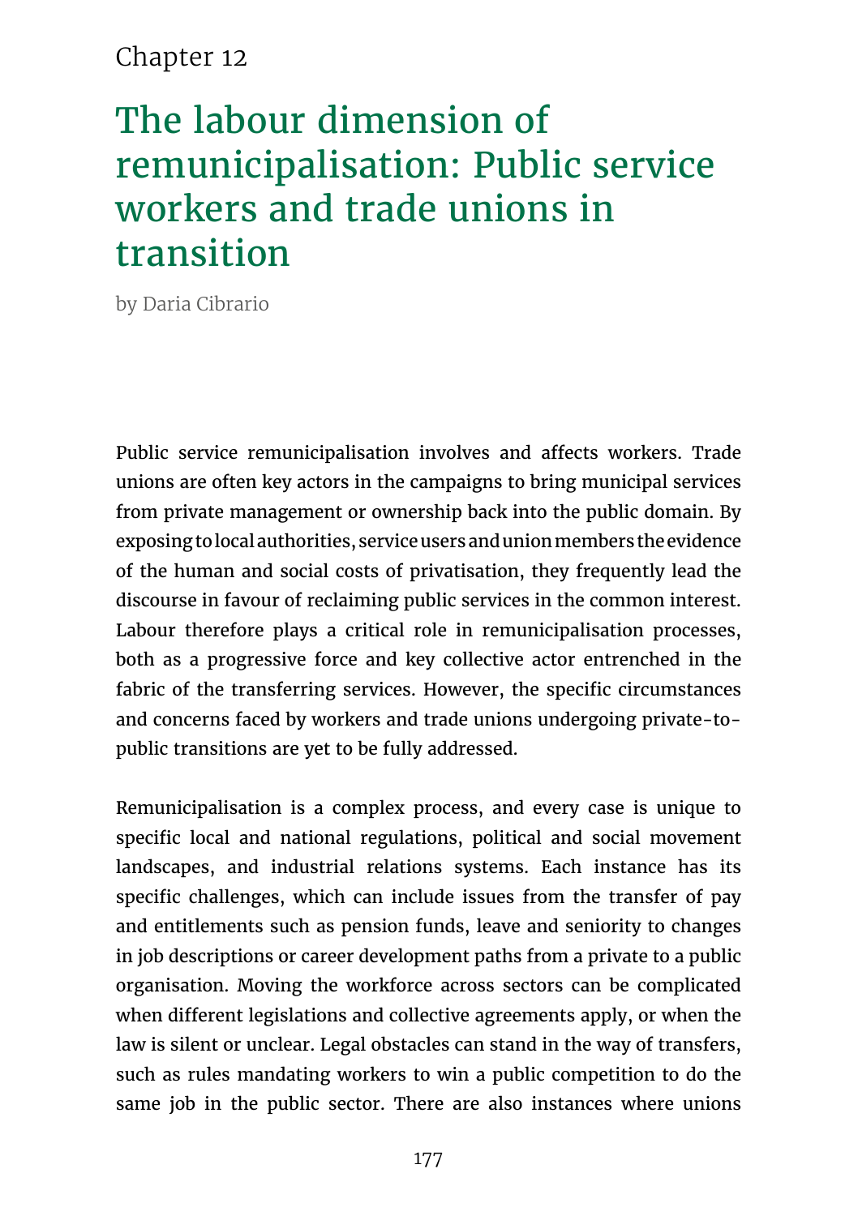Chapter 12

# The labour dimension of remunicipalisation: Public service workers and trade unions in transition

by Daria Cibrario

Public service remunicipalisation involves and affects workers. Trade unions are often key actors in the campaigns to bring municipal services from private management or ownership back into the public domain. By exposing to local authorities, service users and union members the evidence of the human and social costs of privatisation, they frequently lead the discourse in favour of reclaiming public services in the common interest. Labour therefore plays a critical role in remunicipalisation processes, both as a progressive force and key collective actor entrenched in the fabric of the transferring services. However, the specific circumstances and concerns faced by workers and trade unions undergoing private-to-public transitions are yet to be fully addressed.

Remunicipalisation is a complex process, and every case is unique to specific local and national regulations, political and social movement landscapes, and industrial relations systems. Each instance has its specific challenges, which can include issues from the transfer of pay and entitlements such as pension funds, leave and seniority to changes in job descriptions or career development paths from a private to a public organisation. Moving the workforce across sectors can be complicated when different legislations and collective agreements apply, or when the law is silent or unclear. Legal obstacles can stand in the way of transfers, such as rules mandating workers to win a public competition to do the same job in the public sector. There are also instances where unions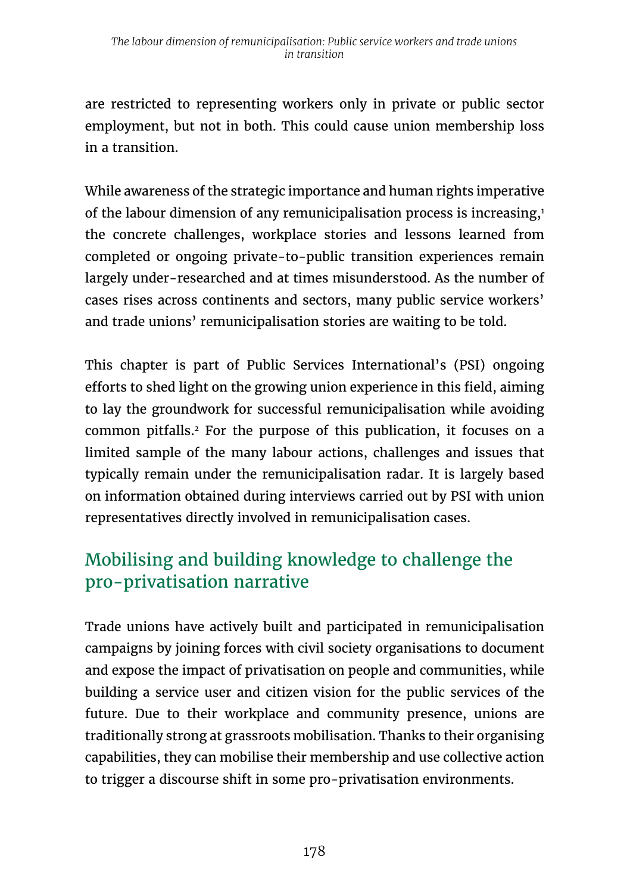are restricted to representing workers only in private or public sector employment, but not in both. This could cause union membership loss in a transition.

While awareness of the strategic importance and human rights imperative of the labour dimension of any remunicipalisation process is increasing,[1] the concrete challenges, workplace stories and lessons learned from completed or ongoing private-to-public transition experiences remain largely under-researched and at times misunderstood. As the number of cases rises across continents and sectors, many public service workers' and trade unions' remunicipalisation stories are waiting to be told.

This chapter is part of Public Services International's (PSI) ongoing efforts to shed light on the growing union experience in this field, aiming to lay the groundwork for successful remunicipalisation while avoiding common pitfalls.[2] For the purpose of this publication, it focuses on a limited sample of the many labour actions, challenges and issues that typically remain under the remunicipalisation radar. It is largely based on information obtained during interviews carried out by PSI with union representatives directly involved in remunicipalisation cases.

## Mobilising and building knowledge to challenge the pro-privatisation narrative

Trade unions have actively built and participated in remunicipalisation campaigns by joining forces with civil society organisations to document and expose the impact of privatisation on people and communities, while building a service user and citizen vision for the public services of the future. Due to their workplace and community presence, unions are traditionally strong at grassroots mobilisation. Thanks to their organising capabilities, they can mobilise their membership and use collective action to trigger a discourse shift in some pro-privatisation environments.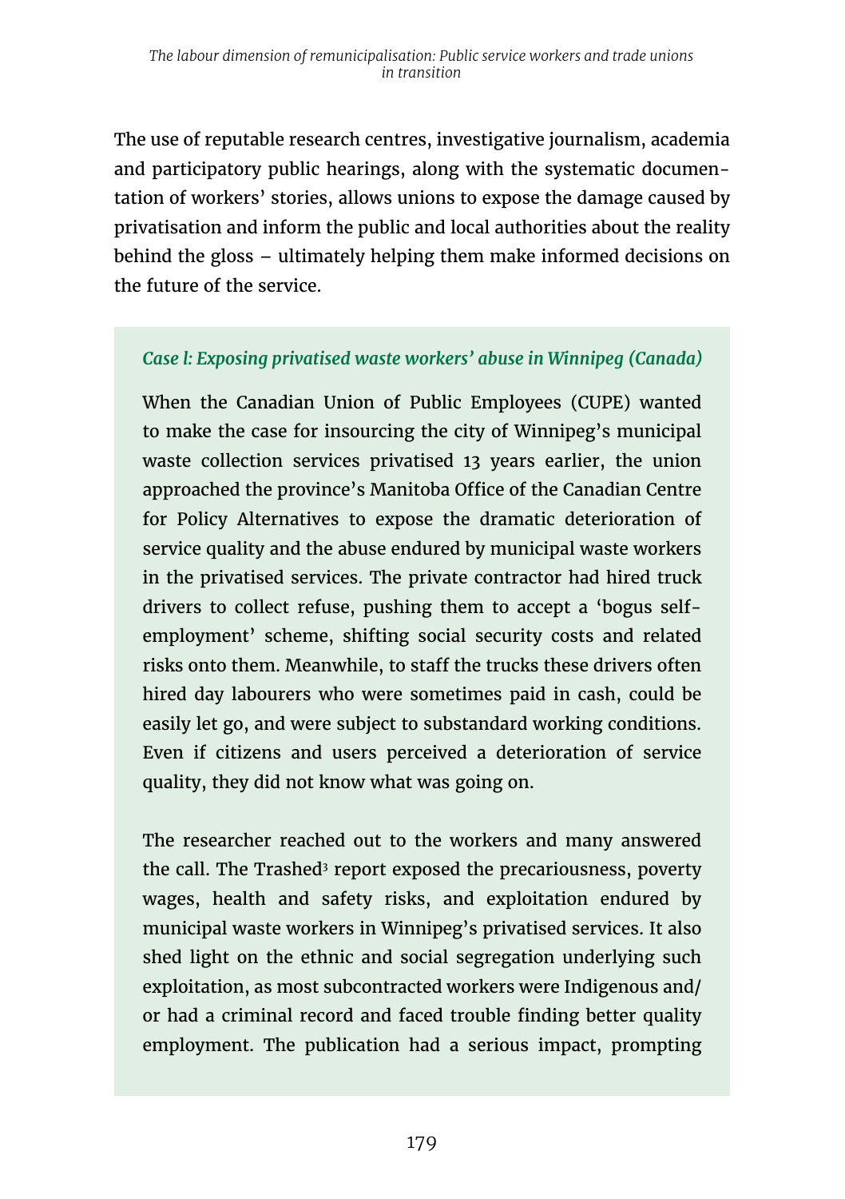The use of reputable research centres, investigative journalism, academia and participatory public hearings, along with the systematic documentation of workers' stories, allows unions to expose the damage caused by privatisation and inform the public and local authorities about the reality behind the gloss – ultimately helping them make informed decisions on the future of the service.

### *Case l: Exposing privatised waste workers' abuse in Winnipeg (Canada)*

When the Canadian Union of Public Employees (CUPE) wanted to make the case for insourcing the city of Winnipeg's municipal waste collection services privatised 13 years earlier, the union approached the province's Manitoba Office of the Canadian Centre for Policy Alternatives to expose the dramatic deterioration of service quality and the abuse endured by municipal waste workers in the privatised services. The private contractor had hired truck drivers to collect refuse, pushing them to accept a 'bogus self-employment' scheme, shifting social security costs and related risks onto them. Meanwhile, to staff the trucks these drivers often hired day labourers who were sometimes paid in cash, could be easily let go, and were subject to substandard working conditions. Even if citizens and users perceived a deterioration of service quality, they did not know what was going on.

The researcher reached out to the workers and many answered the call. The Trashed[3] report exposed the precariousness, poverty wages, health and safety risks, and exploitation endured by municipal waste workers in Winnipeg's privatised services. It also shed light on the ethnic and social segregation underlying such exploitation, as most subcontracted workers were Indigenous and/or had a criminal record and faced trouble finding better quality employment. The publication had a serious impact, prompting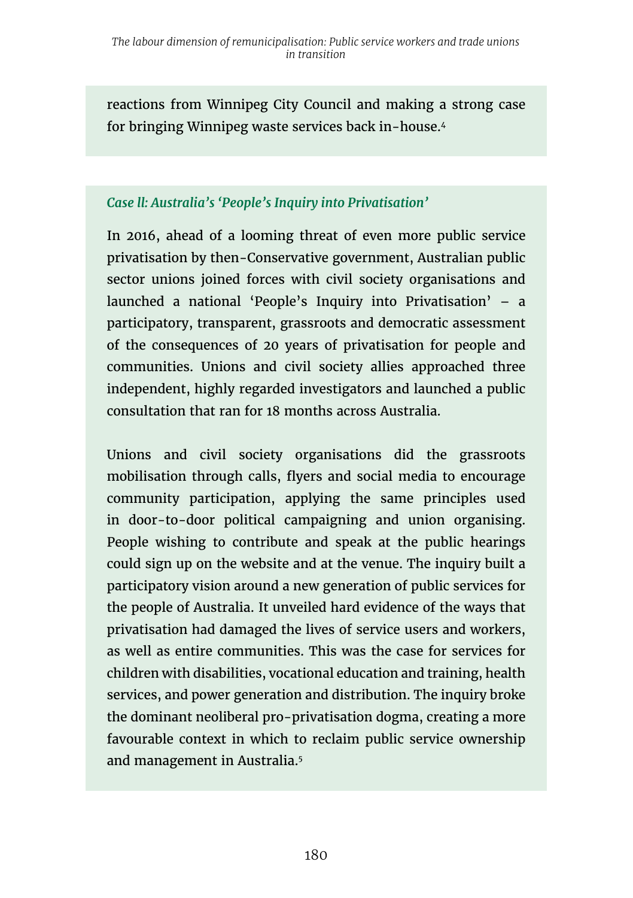reactions from Winnipeg City Council and making a strong case for bringing Winnipeg waste services back in-house.[4]

### *Case ll: Australia's 'People's Inquiry into Privatisation'*

In 2016, ahead of a looming threat of even more public service privatisation by then-Conservative government, Australian public sector unions joined forces with civil society organisations and launched a national 'People's Inquiry into Privatisation' – a participatory, transparent, grassroots and democratic assessment of the consequences of 20 years of privatisation for people and communities. Unions and civil society allies approached three independent, highly regarded investigators and launched a public consultation that ran for 18 months across Australia.

Unions and civil society organisations did the grassroots mobilisation through calls, flyers and social media to encourage community participation, applying the same principles used in door-to-door political campaigning and union organising. People wishing to contribute and speak at the public hearings could sign up on the website and at the venue. The inquiry built a participatory vision around a new generation of public services for the people of Australia. It unveiled hard evidence of the ways that privatisation had damaged the lives of service users and workers, as well as entire communities. This was the case for services for children with disabilities, vocational education and training, health services, and power generation and distribution. The inquiry broke the dominant neoliberal pro-privatisation dogma, creating a more favourable context in which to reclaim public service ownership and management in Australia.[5]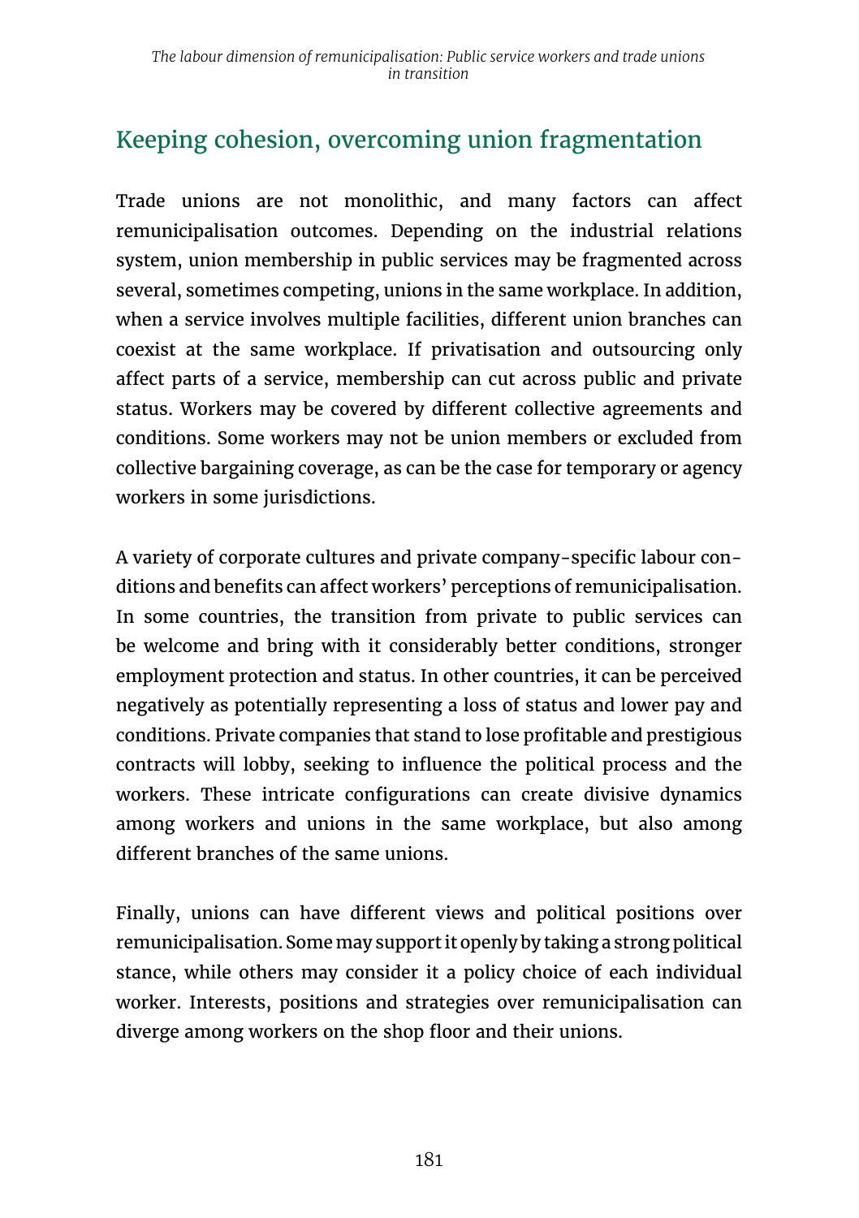## Keeping cohesion, overcoming union fragmentation

Trade unions are not monolithic, and many factors can affect remunicipalisation outcomes. Depending on the industrial relations system, union membership in public services may be fragmented across several, sometimes competing, unions in the same workplace. In addition, when a service involves multiple facilities, different union branches can coexist at the same workplace. If privatisation and outsourcing only affect parts of a service, membership can cut across public and private status. Workers may be covered by different collective agreements and conditions. Some workers may not be union members or excluded from collective bargaining coverage, as can be the case for temporary or agency workers in some jurisdictions.

A variety of corporate cultures and private company-specific labour conditions and benefits can affect workers' perceptions of remunicipalisation. In some countries, the transition from private to public services can be welcome and bring with it considerably better conditions, stronger employment protection and status. In other countries, it can be perceived negatively as potentially representing a loss of status and lower pay and conditions. Private companies that stand to lose profitable and prestigious contracts will lobby, seeking to influence the political process and the workers. These intricate configurations can create divisive dynamics among workers and unions in the same workplace, but also among different branches of the same unions.

Finally, unions can have different views and political positions over remunicipalisation. Some may support it openly by taking a strong political stance, while others may consider it a policy choice of each individual worker. Interests, positions and strategies over remunicipalisation can diverge among workers on the shop floor and their unions.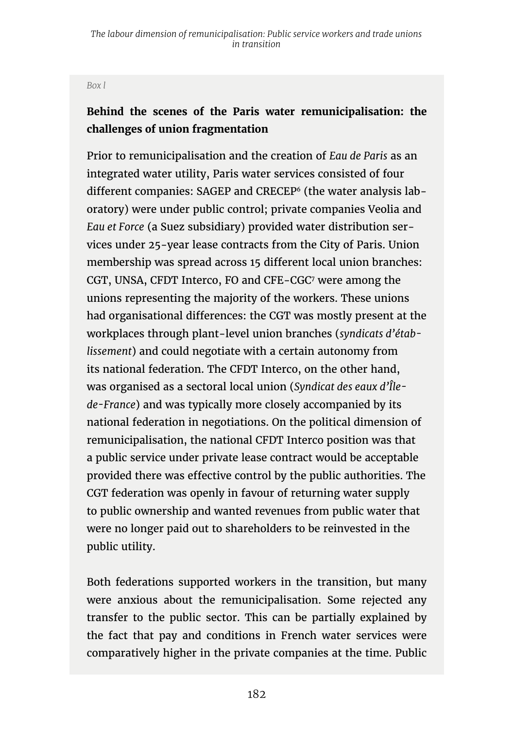*Box l*

**Behind the scenes of the Paris water remunicipalisation: the challenges of union fragmentation**

Prior to remunicipalisation and the creation of *Eau de Paris* as an integrated water utility, Paris water services consisted of four different companies: SAGEP and CRECEP[6] (the water analysis laboratory) were under public control; private companies Veolia and *Eau et Force* (a Suez subsidiary) provided water distribution services under 25-year lease contracts from the City of Paris. Union membership was spread across 15 different local union branches: CGT, UNSA, CFDT Interco, FO and CFE-CGC[7] were among the unions representing the majority of the workers. These unions had organisational differences: the CGT was mostly present at the workplaces through plant-level union branches (*syndicats d'établissement*) and could negotiate with a certain autonomy from its national federation. The CFDT Interco, on the other hand, was organised as a sectoral local union (*Syndicat des eaux d'Île-de-France*) and was typically more closely accompanied by its national federation in negotiations. On the political dimension of remunicipalisation, the national CFDT Interco position was that a public service under private lease contract would be acceptable provided there was effective control by the public authorities. The CGT federation was openly in favour of returning water supply to public ownership and wanted revenues from public water that were no longer paid out to shareholders to be reinvested in the public utility.

Both federations supported workers in the transition, but many were anxious about the remunicipalisation. Some rejected any transfer to the public sector. This can be partially explained by the fact that pay and conditions in French water services were comparatively higher in the private companies at the time. Public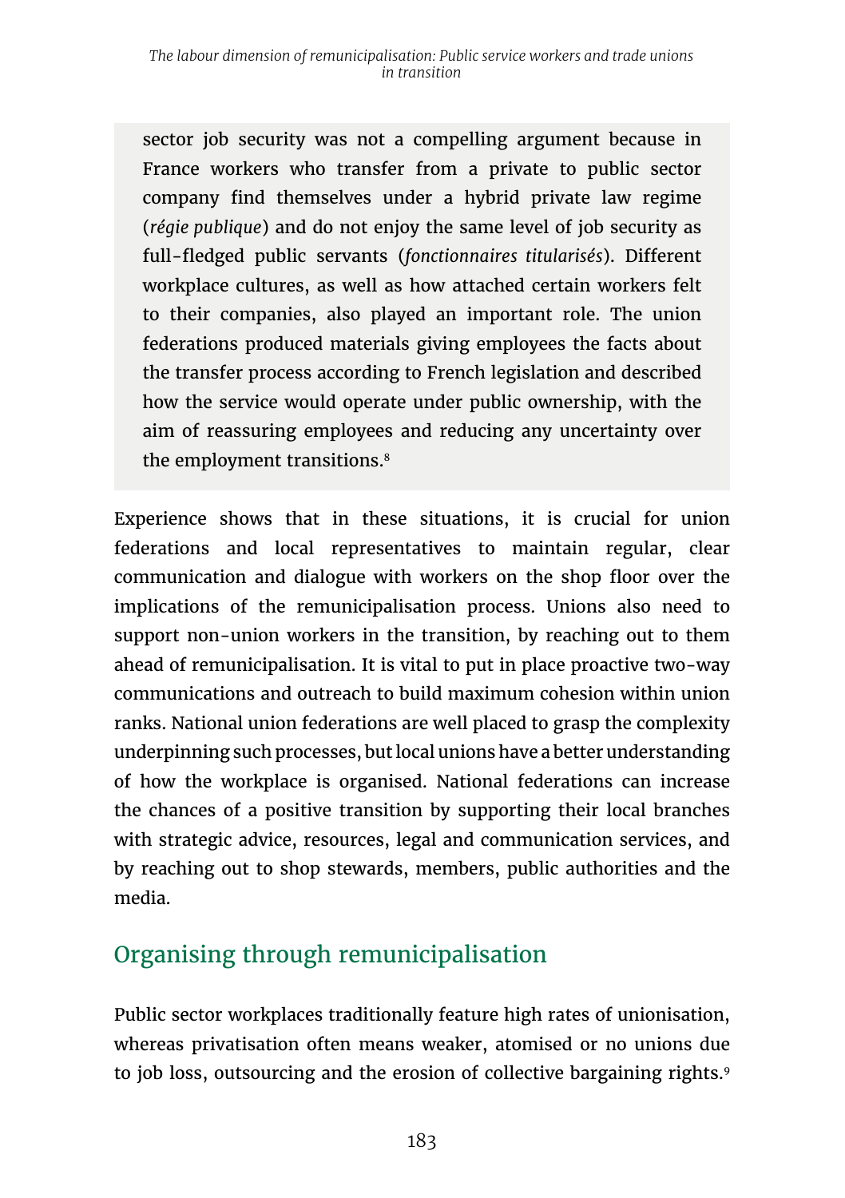sector job security was not a compelling argument because in France workers who transfer from a private to public sector company find themselves under a hybrid private law regime (*régie publique*) and do not enjoy the same level of job security as full-fledged public servants (*fonctionnaires titularisés*). Different workplace cultures, as well as how attached certain workers felt to their companies, also played an important role. The union federations produced materials giving employees the facts about the transfer process according to French legislation and described how the service would operate under public ownership, with the aim of reassuring employees and reducing any uncertainty over the employment transitions.[8]

Experience shows that in these situations, it is crucial for union federations and local representatives to maintain regular, clear communication and dialogue with workers on the shop floor over the implications of the remunicipalisation process. Unions also need to support non-union workers in the transition, by reaching out to them ahead of remunicipalisation. It is vital to put in place proactive two-way communications and outreach to build maximum cohesion within union ranks. National union federations are well placed to grasp the complexity underpinning such processes, but local unions have a better understanding of how the workplace is organised. National federations can increase the chances of a positive transition by supporting their local branches with strategic advice, resources, legal and communication services, and by reaching out to shop stewards, members, public authorities and the media.

## Organising through remunicipalisation

Public sector workplaces traditionally feature high rates of unionisation, whereas privatisation often means weaker, atomised or no unions due to job loss, outsourcing and the erosion of collective bargaining rights.[9]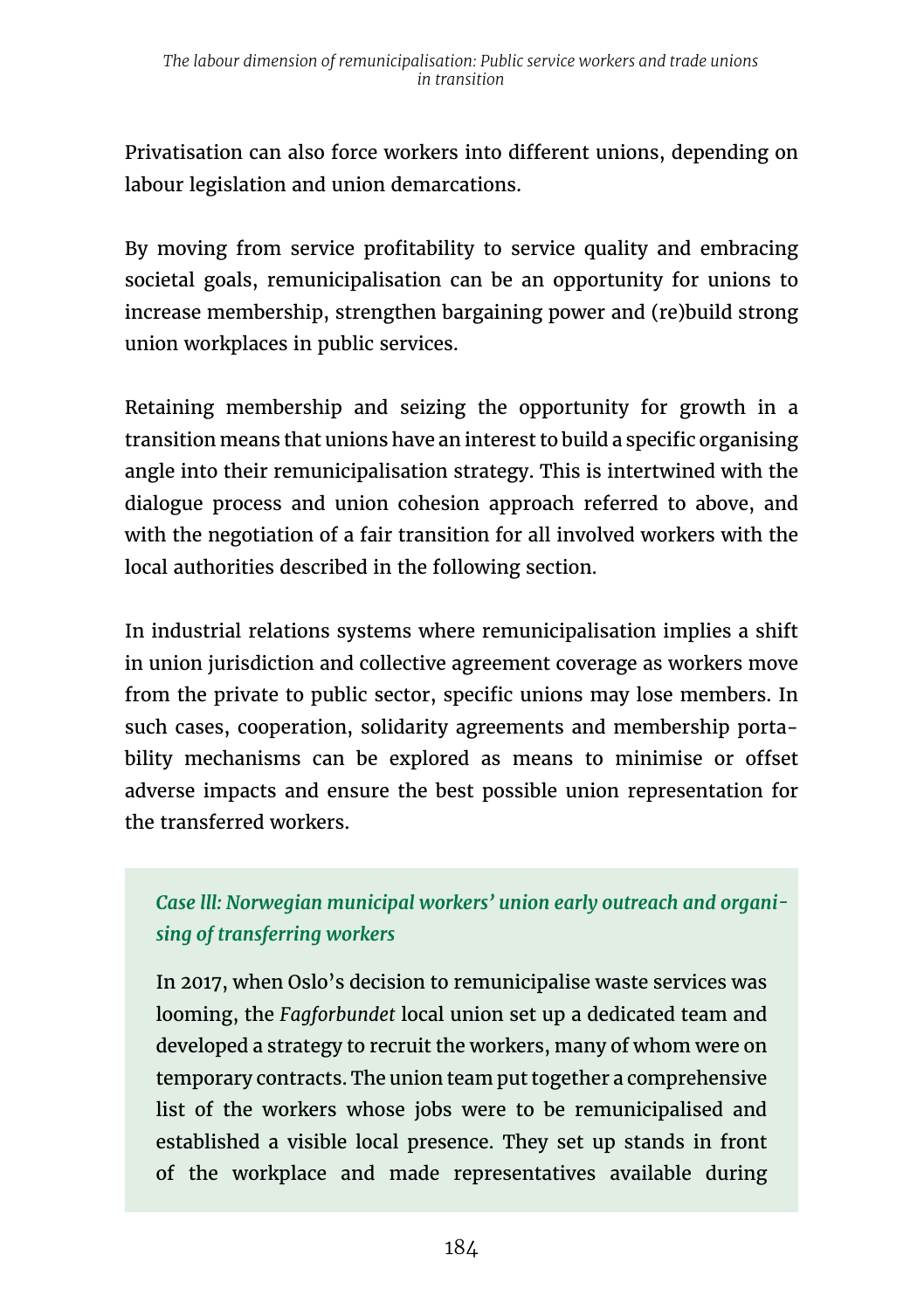Privatisation can also force workers into different unions, depending on labour legislation and union demarcations.

By moving from service profitability to service quality and embracing societal goals, remunicipalisation can be an opportunity for unions to increase membership, strengthen bargaining power and (re)build strong union workplaces in public services.

Retaining membership and seizing the opportunity for growth in a transition means that unions have an interest to build a specific organising angle into their remunicipalisation strategy. This is intertwined with the dialogue process and union cohesion approach referred to above, and with the negotiation of a fair transition for all involved workers with the local authorities described in the following section.

In industrial relations systems where remunicipalisation implies a shift in union jurisdiction and collective agreement coverage as workers move from the private to public sector, specific unions may lose members. In such cases, cooperation, solidarity agreements and membership portability mechanisms can be explored as means to minimise or offset adverse impacts and ensure the best possible union representation for the transferred workers.

### *Case lll: Norwegian municipal workers' union early outreach and organising of transferring workers*

In 2017, when Oslo's decision to remunicipalise waste services was looming, the *Fagforbundet* local union set up a dedicated team and developed a strategy to recruit the workers, many of whom were on temporary contracts. The union team put together a comprehensive list of the workers whose jobs were to be remunicipalised and established a visible local presence. They set up stands in front of the workplace and made representatives available during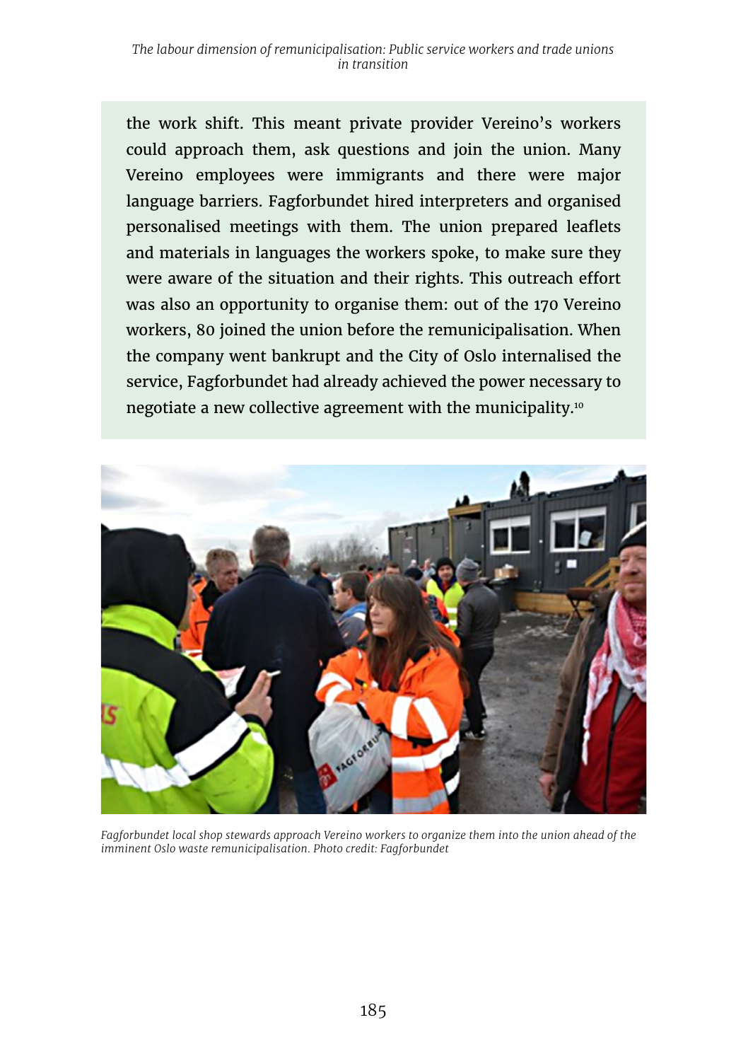the work shift. This meant private provider Vereino's workers could approach them, ask questions and join the union. Many Vereino employees were immigrants and there were major language barriers. Fagforbundet hired interpreters and organised personalised meetings with them. The union prepared leaflets and materials in languages the workers spoke, to make sure they were aware of the situation and their rights. This outreach effort was also an opportunity to organise them: out of the 170 Vereino workers, 80 joined the union before the remunicipalisation. When the company went bankrupt and the City of Oslo internalised the service, Fagforbundet had already achieved the power necessary to negotiate a new collective agreement with the municipality.[10]

*Fagforbundet local shop stewards approach Vereino workers to organize them into the union ahead of the imminent Oslo waste remunicipalisation. Photo credit: Fagforbundet*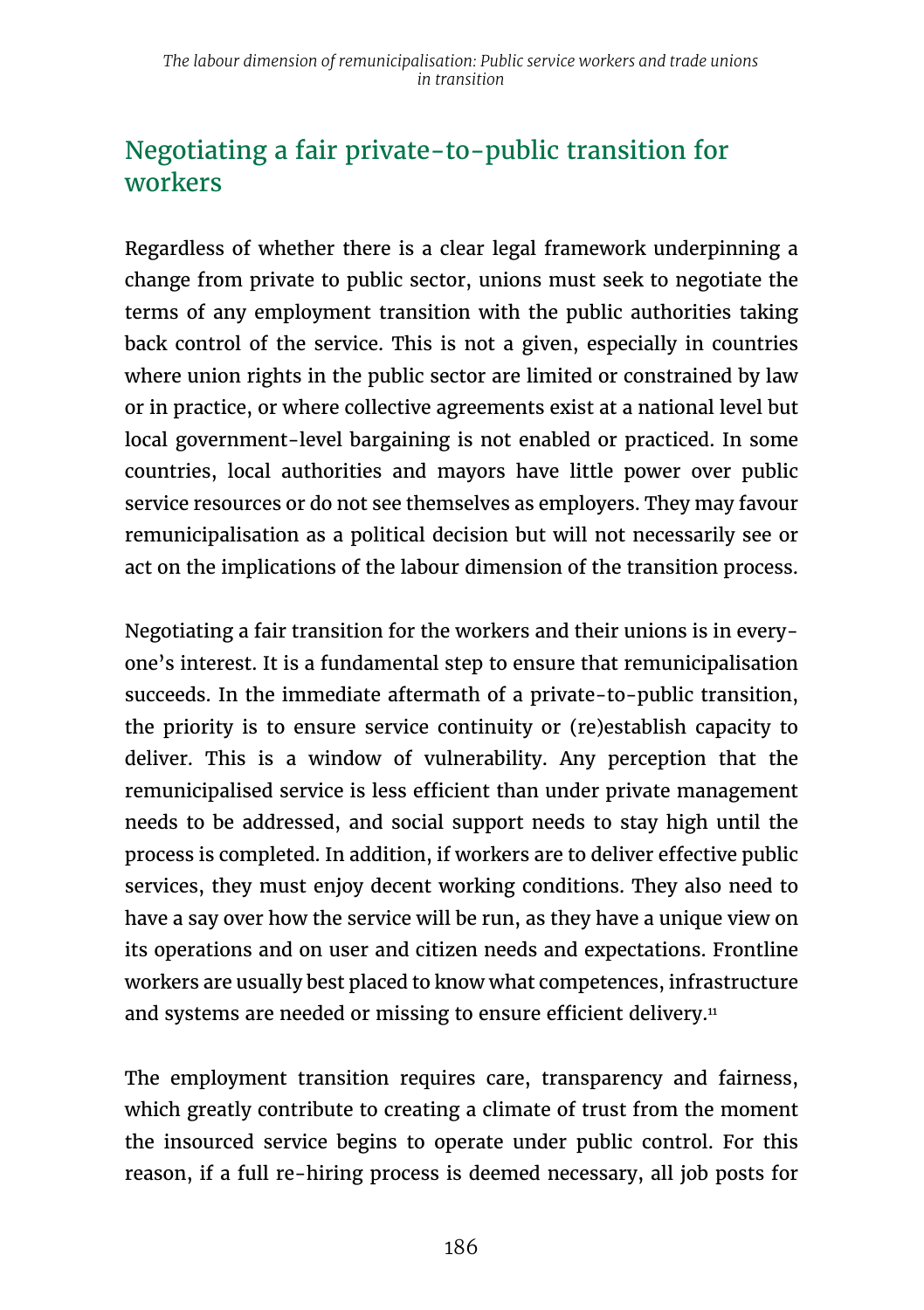## Negotiating a fair private-to-public transition for workers

Regardless of whether there is a clear legal framework underpinning a change from private to public sector, unions must seek to negotiate the terms of any employment transition with the public authorities taking back control of the service. This is not a given, especially in countries where union rights in the public sector are limited or constrained by law or in practice, or where collective agreements exist at a national level but local government-level bargaining is not enabled or practiced. In some countries, local authorities and mayors have little power over public service resources or do not see themselves as employers. They may favour remunicipalisation as a political decision but will not necessarily see or act on the implications of the labour dimension of the transition process.

Negotiating a fair transition for the workers and their unions is in everyone's interest. It is a fundamental step to ensure that remunicipalisation succeeds. In the immediate aftermath of a private-to-public transition, the priority is to ensure service continuity or (re)establish capacity to deliver. This is a window of vulnerability. Any perception that the remunicipalised service is less efficient than under private management needs to be addressed, and social support needs to stay high until the process is completed. In addition, if workers are to deliver effective public services, they must enjoy decent working conditions. They also need to have a say over how the service will be run, as they have a unique view on its operations and on user and citizen needs and expectations. Frontline workers are usually best placed to know what competences, infrastructure and systems are needed or missing to ensure efficient delivery.[11]

The employment transition requires care, transparency and fairness, which greatly contribute to creating a climate of trust from the moment the insourced service begins to operate under public control. For this reason, if a full re-hiring process is deemed necessary, all job posts for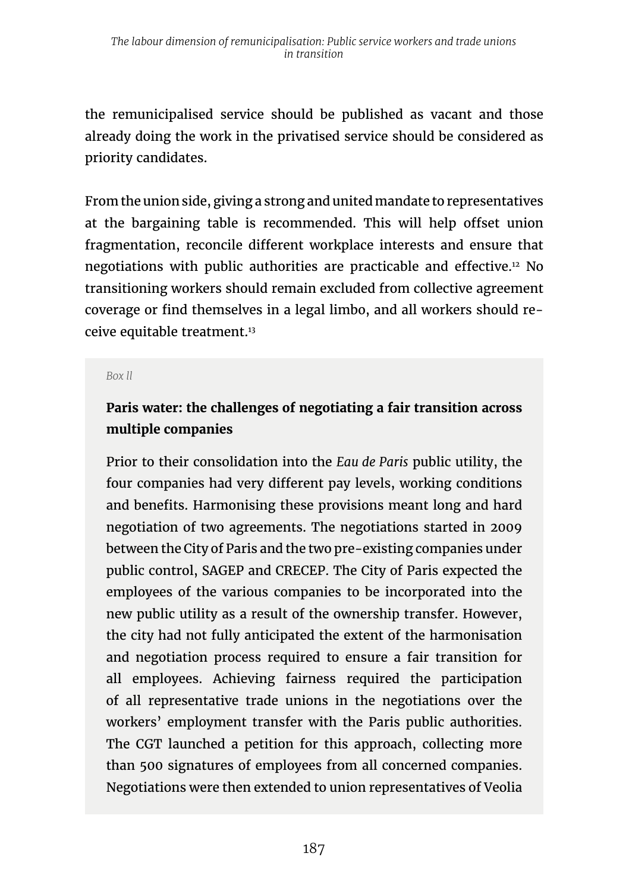the remunicipalised service should be published as vacant and those already doing the work in the privatised service should be considered as priority candidates.

From the union side, giving a strong and united mandate to representatives at the bargaining table is recommended. This will help offset union fragmentation, reconcile different workplace interests and ensure that negotiations with public authorities are practicable and effective.[12] No transitioning workers should remain excluded from collective agreement coverage or find themselves in a legal limbo, and all workers should receive equitable treatment.[13]

*Box II*

**Paris water: the challenges of negotiating a fair transition across multiple companies**

Prior to their consolidation into the *Eau de Paris* public utility, the four companies had very different pay levels, working conditions and benefits. Harmonising these provisions meant long and hard negotiation of two agreements. The negotiations started in 2009 between the City of Paris and the two pre-existing companies under public control, SAGEP and CRECEP. The City of Paris expected the employees of the various companies to be incorporated into the new public utility as a result of the ownership transfer. However, the city had not fully anticipated the extent of the harmonisation and negotiation process required to ensure a fair transition for all employees. Achieving fairness required the participation of all representative trade unions in the negotiations over the workers' employment transfer with the Paris public authorities. The CGT launched a petition for this approach, collecting more than 500 signatures of employees from all concerned companies. Negotiations were then extended to union representatives of Veolia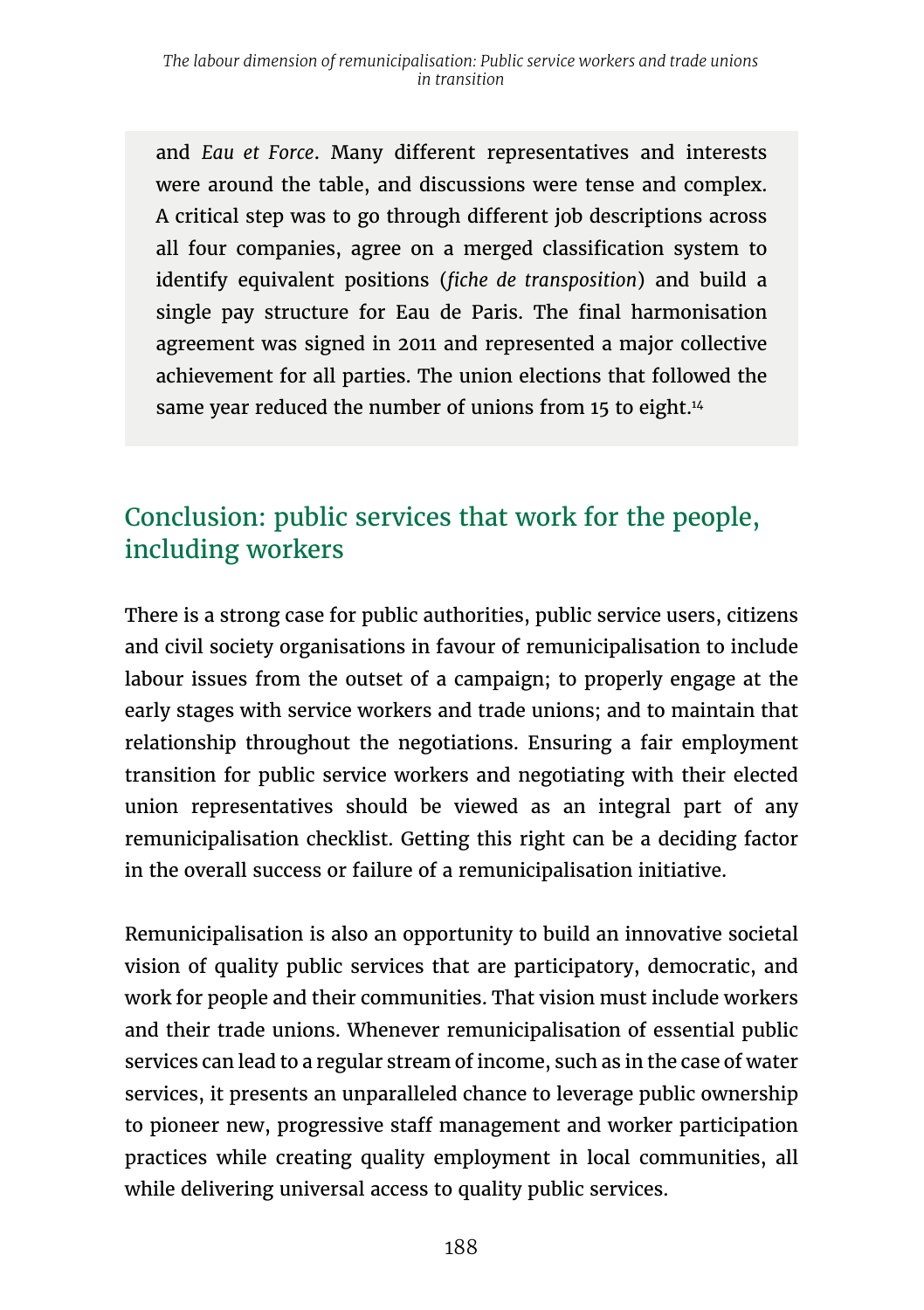and *Eau et Force*. Many different representatives and interests were around the table, and discussions were tense and complex. A critical step was to go through different job descriptions across all four companies, agree on a merged classification system to identify equivalent positions (*fiche de transposition*) and build a single pay structure for Eau de Paris. The final harmonisation agreement was signed in 2011 and represented a major collective achievement for all parties. The union elections that followed the same year reduced the number of unions from 15 to eight.[14]

## Conclusion: public services that work for the people, including workers

There is a strong case for public authorities, public service users, citizens and civil society organisations in favour of remunicipalisation to include labour issues from the outset of a campaign; to properly engage at the early stages with service workers and trade unions; and to maintain that relationship throughout the negotiations. Ensuring a fair employment transition for public service workers and negotiating with their elected union representatives should be viewed as an integral part of any remunicipalisation checklist. Getting this right can be a deciding factor in the overall success or failure of a remunicipalisation initiative.

Remunicipalisation is also an opportunity to build an innovative societal vision of quality public services that are participatory, democratic, and work for people and their communities. That vision must include workers and their trade unions. Whenever remunicipalisation of essential public services can lead to a regular stream of income, such as in the case of water services, it presents an unparalleled chance to leverage public ownership to pioneer new, progressive staff management and worker participation practices while creating quality employment in local communities, all while delivering universal access to quality public services.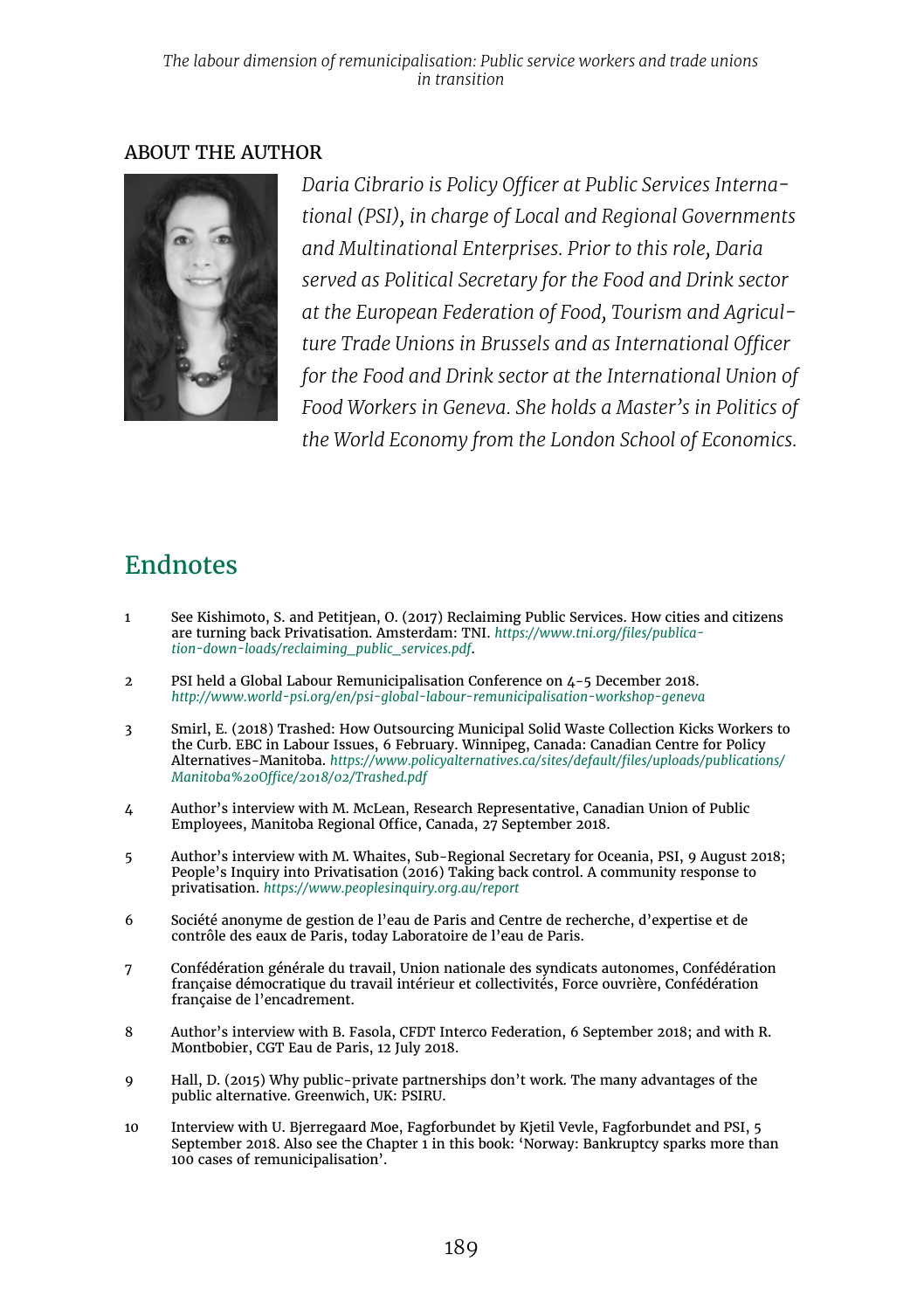## ABOUT THE AUTHOR

*Daria Cibrario is Policy Officer at Public Services International (PSI), in charge of Local and Regional Governments and Multinational Enterprises. Prior to this role, Daria served as Political Secretary for the Food and Drink sector at the European Federation of Food, Tourism and Agriculture Trade Unions in Brussels and as International Officer for the Food and Drink sector at the International Union of Food Workers in Geneva. She holds a Master's in Politics of the World Economy from the London School of Economics.*

# Endnotes

1. See Kishimoto, S. and Petitjean, O. (2017) Reclaiming Public Services. How cities and citizens are turning back Privatisation. Amsterdam: TNI. *https://www.tni.org/files/publication-down-loads/reclaiming_public_services.pdf*.

2. PSI held a Global Labour Remunicipalisation Conference on 4-5 December 2018. *http://www.world-psi.org/en/psi-global-labour-remunicipalisation-workshop-geneva*

3. Smirl, E. (2018) Trashed: How Outsourcing Municipal Solid Waste Collection Kicks Workers to the Curb. EBC in Labour Issues, 6 February. Winnipeg, Canada: Canadian Centre for Policy Alternatives-Manitoba. *https://www.policyalternatives.ca/sites/default/files/uploads/publications/Manitoba%20Office/2018/02/Trashed.pdf*

4. Author's interview with M. McLean, Research Representative, Canadian Union of Public Employees, Manitoba Regional Office, Canada, 27 September 2018.

5. Author's interview with M. Whaites, Sub-Regional Secretary for Oceania, PSI, 9 August 2018; People's Inquiry into Privatisation (2016) Taking back control. A community response to privatisation. *https://www.peoplesinquiry.org.au/report*

6. Société anonyme de gestion de l'eau de Paris and Centre de recherche, d'expertise et de contrôle des eaux de Paris, today Laboratoire de l'eau de Paris.

7. Confédération générale du travail, Union nationale des syndicats autonomes, Confédération française démocratique du travail intérieur et collectivités, Force ouvrière, Confédération française de l'encadrement.

8. Author's interview with B. Fasola, CFDT Interco Federation, 6 September 2018; and with R. Montbobier, CGT Eau de Paris, 12 July 2018.

9. Hall, D. (2015) Why public-private partnerships don't work. The many advantages of the public alternative. Greenwich, UK: PSIRU.

10. Interview with U. Bjerregaard Moe, Fagforbundet by Kjetil Vevle, Fagforbundet and PSI, 5 September 2018. Also see the Chapter 1 in this book: 'Norway: Bankruptcy sparks more than 100 cases of remunicipalisation'.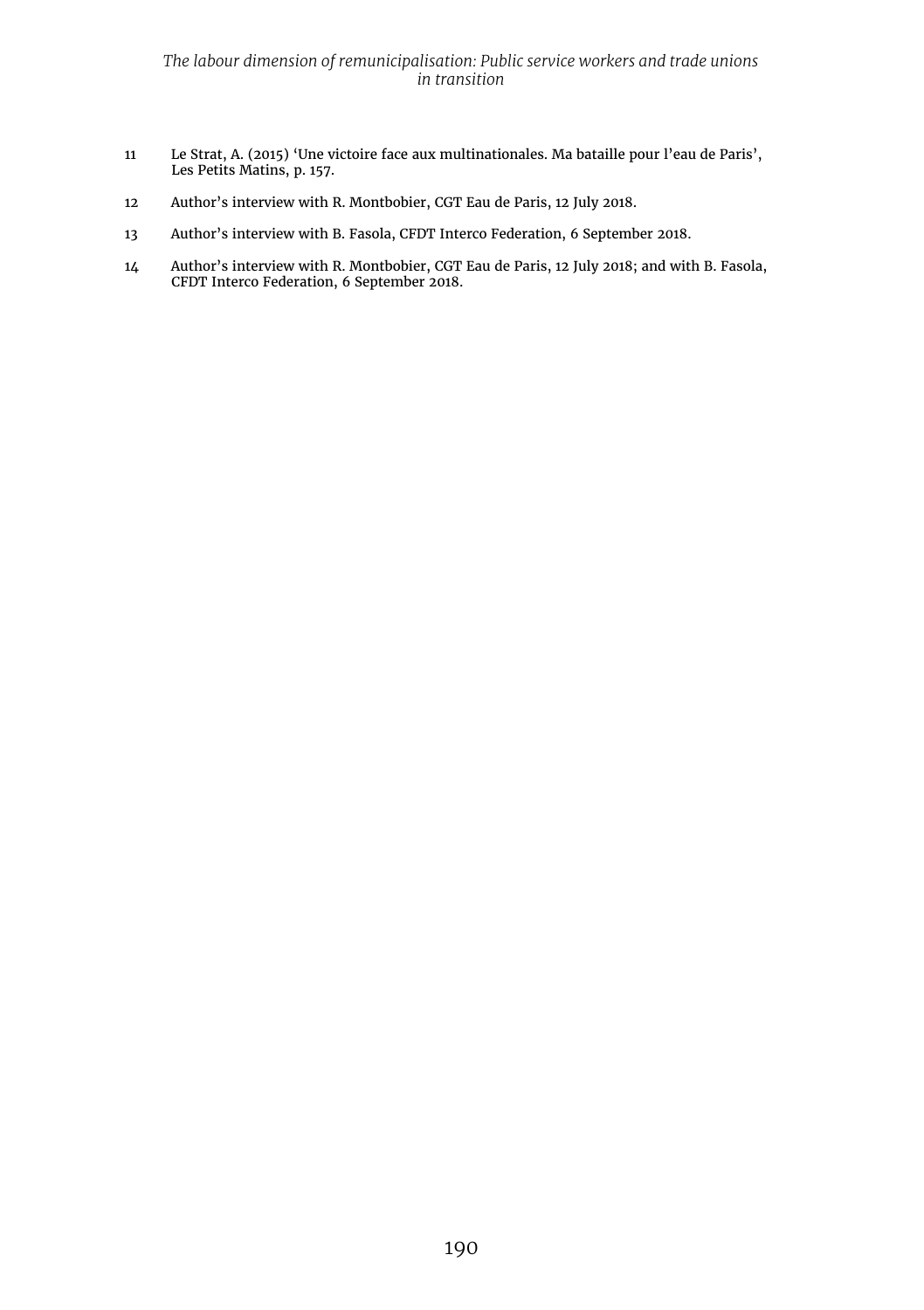11 Le Strat, A. (2015) 'Une victoire face aux multinationales. Ma bataille pour l'eau de Paris', Les Petits Matins, p. 157.

12 Author's interview with R. Montbobier, CGT Eau de Paris, 12 July 2018.

13 Author's interview with B. Fasola, CFDT Interco Federation, 6 September 2018.

14 Author's interview with R. Montbobier, CGT Eau de Paris, 12 July 2018; and with B. Fasola, CFDT Interco Federation, 6 September 2018.